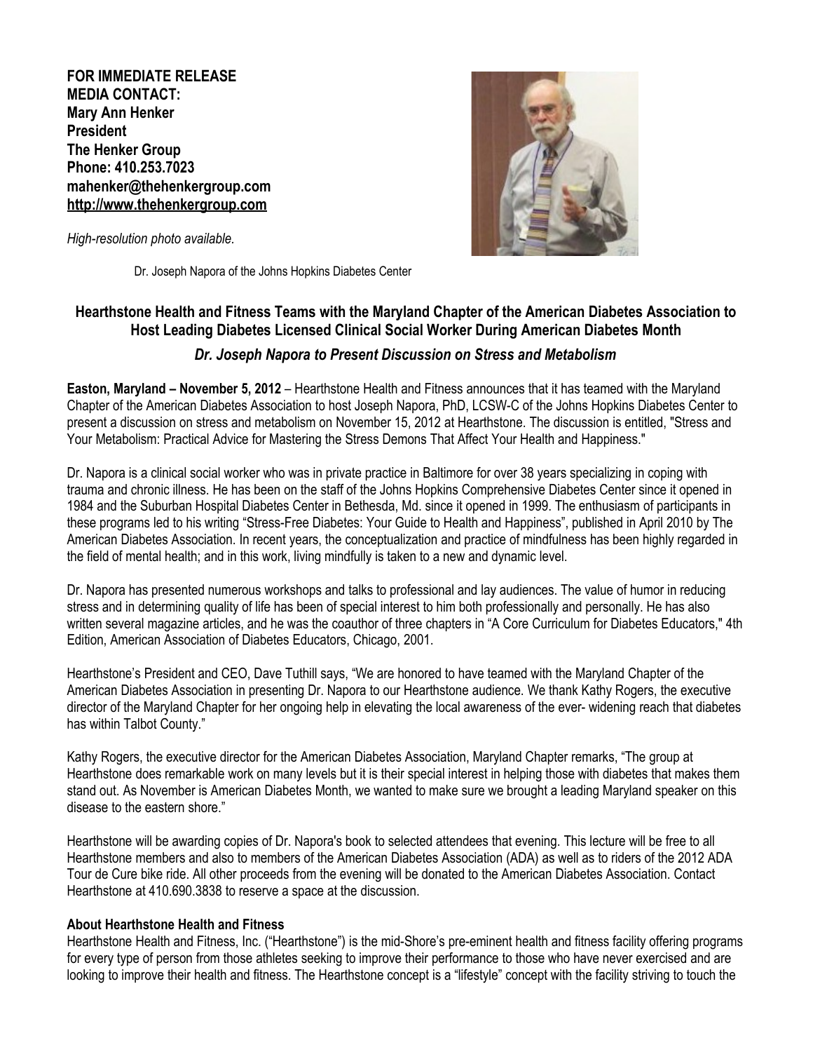**FOR IMMEDIATE RELEASE**
**MEDIA CONTACT:**
**Mary Ann Henker**
**President**
**The Henker Group**
**Phone: 410.253.7023**
**mahenker@thehenkergroup.com**
**http://www.thehenkergroup.com**

*High-resolution photo available.*

Dr. Joseph Napora of the Johns Hopkins Diabetes Center

## Hearthstone Health and Fitness Teams with the Maryland Chapter of the American Diabetes Association to Host Leading Diabetes Licensed Clinical Social Worker During American Diabetes Month

### *Dr. Joseph Napora to Present Discussion on Stress and Metabolism*

**Easton, Maryland – November 5, 2012** – Hearthstone Health and Fitness announces that it has teamed with the Maryland Chapter of the American Diabetes Association to host Joseph Napora, PhD, LCSW-C of the Johns Hopkins Diabetes Center to present a discussion on stress and metabolism on November 15, 2012 at Hearthstone. The discussion is entitled, "Stress and Your Metabolism: Practical Advice for Mastering the Stress Demons That Affect Your Health and Happiness."

Dr. Napora is a clinical social worker who was in private practice in Baltimore for over 38 years specializing in coping with trauma and chronic illness. He has been on the staff of the Johns Hopkins Comprehensive Diabetes Center since it opened in 1984 and the Suburban Hospital Diabetes Center in Bethesda, Md. since it opened in 1999. The enthusiasm of participants in these programs led to his writing "Stress-Free Diabetes: Your Guide to Health and Happiness", published in April 2010 by The American Diabetes Association. In recent years, the conceptualization and practice of mindfulness has been highly regarded in the field of mental health; and in this work, living mindfully is taken to a new and dynamic level.

Dr. Napora has presented numerous workshops and talks to professional and lay audiences. The value of humor in reducing stress and in determining quality of life has been of special interest to him both professionally and personally. He has also written several magazine articles, and he was the coauthor of three chapters in "A Core Curriculum for Diabetes Educators," 4th Edition, American Association of Diabetes Educators, Chicago, 2001.

Hearthstone's President and CEO, Dave Tuthill says, "We are honored to have teamed with the Maryland Chapter of the American Diabetes Association in presenting Dr. Napora to our Hearthstone audience. We thank Kathy Rogers, the executive director of the Maryland Chapter for her ongoing help in elevating the local awareness of the ever- widening reach that diabetes has within Talbot County."

Kathy Rogers, the executive director for the American Diabetes Association, Maryland Chapter remarks, "The group at Hearthstone does remarkable work on many levels but it is their special interest in helping those with diabetes that makes them stand out. As November is American Diabetes Month, we wanted to make sure we brought a leading Maryland speaker on this disease to the eastern shore."

Hearthstone will be awarding copies of Dr. Napora's book to selected attendees that evening. This lecture will be free to all Hearthstone members and also to members of the American Diabetes Association (ADA) as well as to riders of the 2012 ADA Tour de Cure bike ride. All other proceeds from the evening will be donated to the American Diabetes Association. Contact Hearthstone at 410.690.3838 to reserve a space at the discussion.

**About Hearthstone Health and Fitness**

Hearthstone Health and Fitness, Inc. ("Hearthstone") is the mid-Shore's pre-eminent health and fitness facility offering programs for every type of person from those athletes seeking to improve their performance to those who have never exercised and are looking to improve their health and fitness. The Hearthstone concept is a "lifestyle" concept with the facility striving to touch the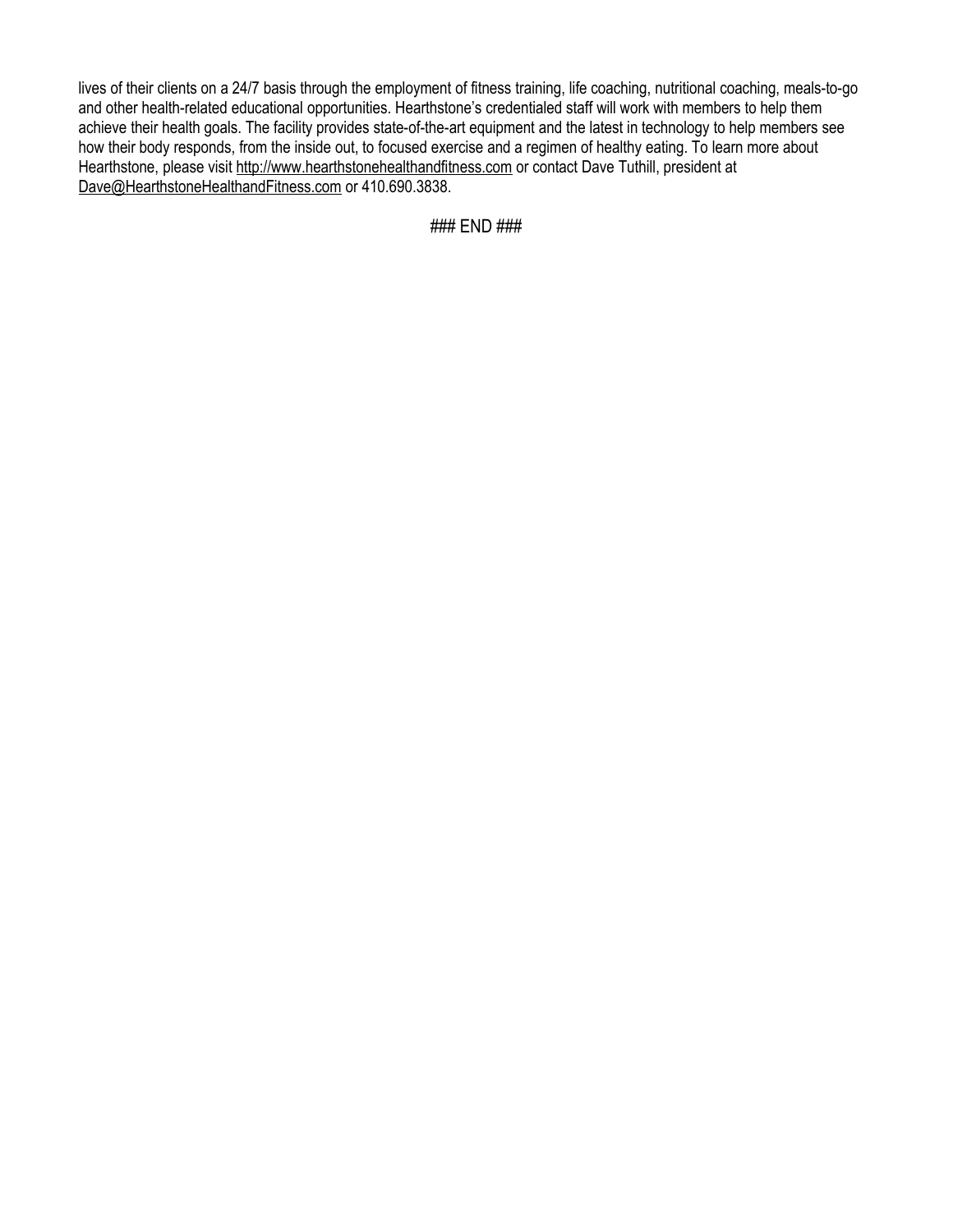lives of their clients on a 24/7 basis through the employment of fitness training, life coaching, nutritional coaching, meals-to-go and other health-related educational opportunities. Hearthstone's credentialed staff will work with members to help them achieve their health goals. The facility provides state-of-the-art equipment and the latest in technology to help members see how their body responds, from the inside out, to focused exercise and a regimen of healthy eating. To learn more about Hearthstone, please visit http://www.hearthstonehealthandfitness.com or contact Dave Tuthill, president at Dave@HearthstoneHealthandFitness.com or 410.690.3838.

### END ###